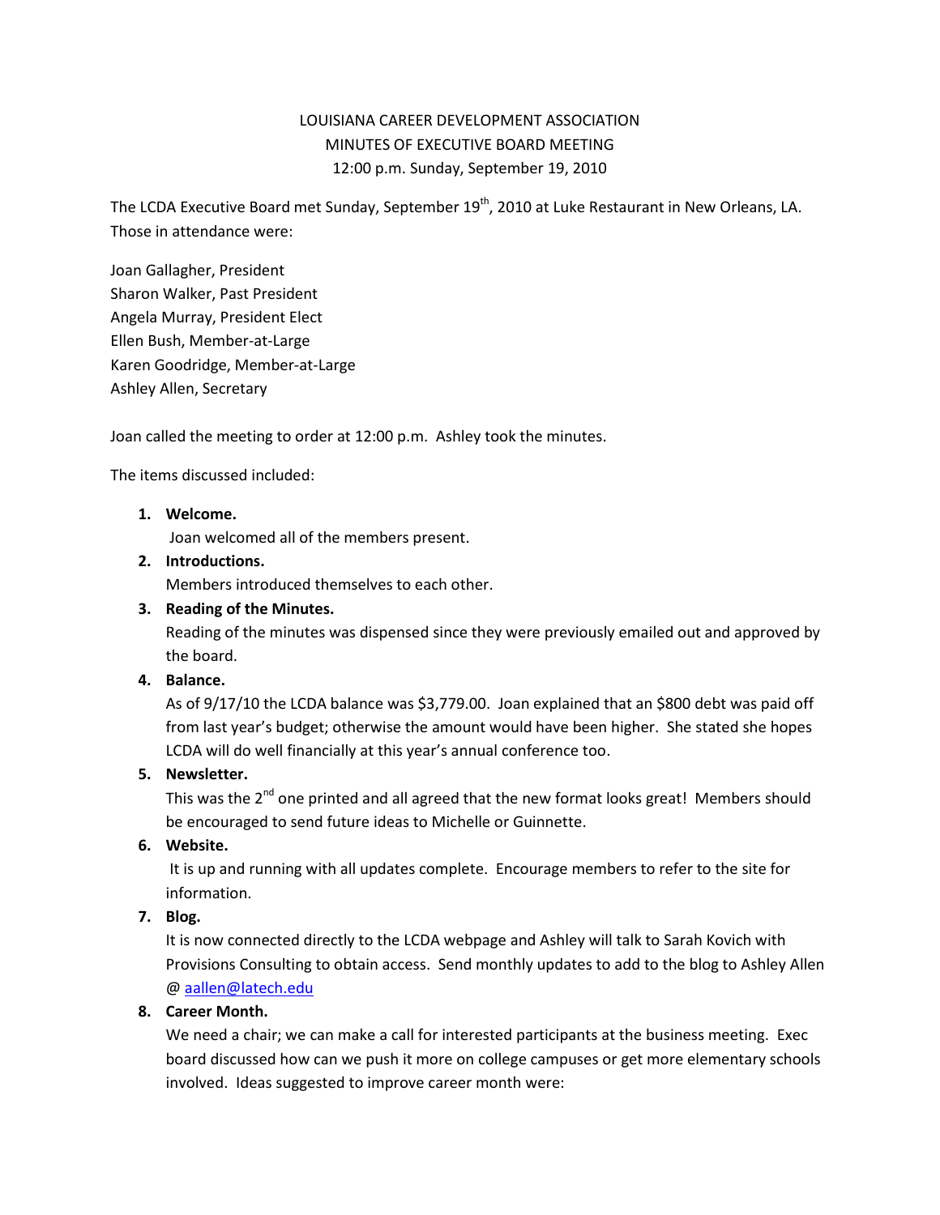LOUISIANA CAREER DEVELOPMENT ASSOCIATION
MINUTES OF EXECUTIVE BOARD MEETING
12:00 p.m. Sunday, September 19, 2010

The LCDA Executive Board met Sunday, September 19th, 2010 at Luke Restaurant in New Orleans, LA. Those in attendance were:

Joan Gallagher, President
Sharon Walker, Past President
Angela Murray, President Elect
Ellen Bush, Member-at-Large
Karen Goodridge, Member-at-Large
Ashley Allen, Secretary

Joan called the meeting to order at 12:00 p.m. Ashley took the minutes.

The items discussed included:

1. **Welcome.**
   Joan welcomed all of the members present.
2. **Introductions.**
   Members introduced themselves to each other.
3. **Reading of the Minutes.**
   Reading of the minutes was dispensed since they were previously emailed out and approved by the board.
4. **Balance.**
   As of 9/17/10 the LCDA balance was $3,779.00. Joan explained that an $800 debt was paid off from last year's budget; otherwise the amount would have been higher. She stated she hopes LCDA will do well financially at this year's annual conference too.
5. **Newsletter.**
   This was the 2nd one printed and all agreed that the new format looks great! Members should be encouraged to send future ideas to Michelle or Guinnette.
6. **Website.**
   It is up and running with all updates complete. Encourage members to refer to the site for information.
7. **Blog.**
   It is now connected directly to the LCDA webpage and Ashley will talk to Sarah Kovich with Provisions Consulting to obtain access. Send monthly updates to add to the blog to Ashley Allen @ aallen@latech.edu
8. **Career Month.**
   We need a chair; we can make a call for interested participants at the business meeting. Exec board discussed how can we push it more on college campuses or get more elementary schools involved. Ideas suggested to improve career month were: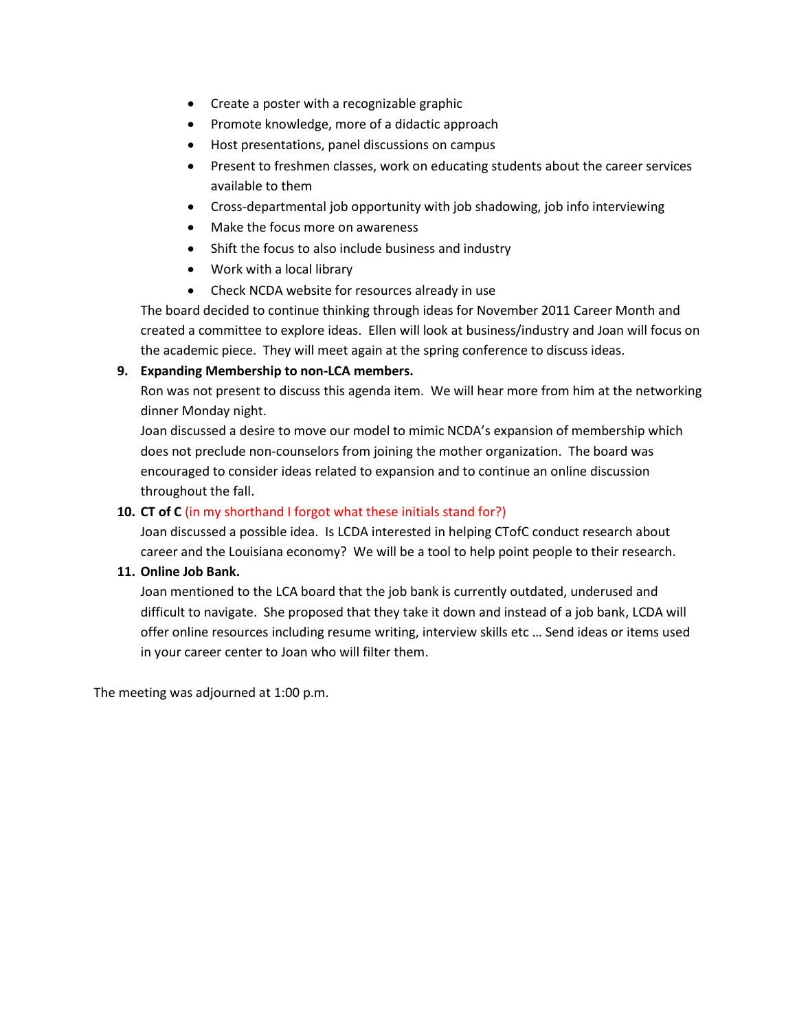- Create a poster with a recognizable graphic
- Promote knowledge, more of a didactic approach
- Host presentations, panel discussions on campus
- Present to freshmen classes, work on educating students about the career services available to them
- Cross-departmental job opportunity with job shadowing, job info interviewing
- Make the focus more on awareness
- Shift the focus to also include business and industry
- Work with a local library
- Check NCDA website for resources already in use

The board decided to continue thinking through ideas for November 2011 Career Month and created a committee to explore ideas. Ellen will look at business/industry and Joan will focus on the academic piece. They will meet again at the spring conference to discuss ideas.

9. **Expanding Membership to non-LCA members.**

   Ron was not present to discuss this agenda item. We will hear more from him at the networking dinner Monday night.

   Joan discussed a desire to move our model to mimic NCDA's expansion of membership which does not preclude non-counselors from joining the mother organization. The board was encouraged to consider ideas related to expansion and to continue an online discussion throughout the fall.

10. **CT of C** (in my shorthand I forgot what these initials stand for?)

    Joan discussed a possible idea. Is LCDA interested in helping CTofC conduct research about career and the Louisiana economy? We will be a tool to help point people to their research.

11. **Online Job Bank.**

    Joan mentioned to the LCA board that the job bank is currently outdated, underused and difficult to navigate. She proposed that they take it down and instead of a job bank, LCDA will offer online resources including resume writing, interview skills etc … Send ideas or items used in your career center to Joan who will filter them.

The meeting was adjourned at 1:00 p.m.